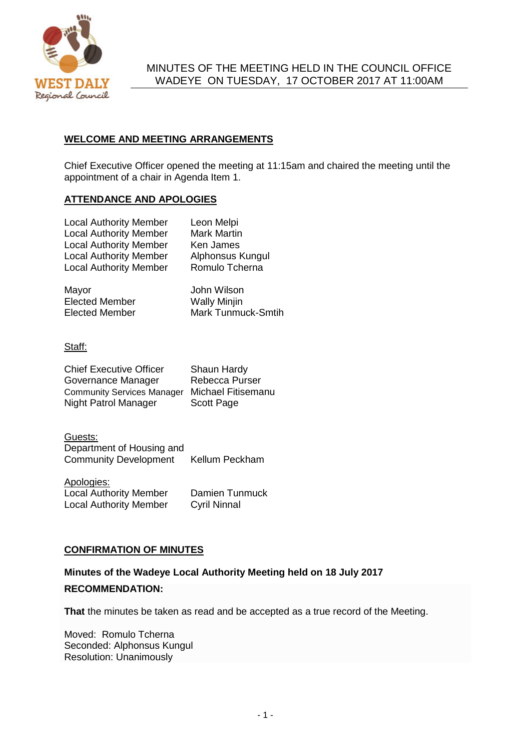# MINUTES OF THE MEETING HELD IN THE COUNCIL OFFICE WADEYE ON TUESDAY, 17 OCTOBER 2017 AT 11:00AM

## WELCOME AND MEETING ARRANGEMENTS

Chief Executive Officer opened the meeting at 11:15am and chaired the meeting until the appointment of a chair in Agenda Item 1.

## ATTENDANCE AND APOLOGIES

| | |
|---|---|
| Local Authority Member | Leon Melpi |
| Local Authority Member | Mark Martin |
| Local Authority Member | Ken James |
| Local Authority Member | Alphonsus Kungul |
| Local Authority Member | Romulo Tcherna |

| | |
|---|---|
| Mayor | John Wilson |
| Elected Member | Wally Minjin |
| Elected Member | Mark Tunmuck-Smtih |

Staff:

| | |
|---|---|
| Chief Executive Officer | Shaun Hardy |
| Governance Manager | Rebecca Purser |
| Community Services Manager | Michael Fitisemanu |
| Night Patrol Manager | Scott Page |

Guests:

| | |
|---|---|
| Department of Housing and Community Development | Kellum Peckham |

Apologies:

| | |
|---|---|
| Local Authority Member | Damien Tunmuck |
| Local Authority Member | Cyril Ninnal |

## CONFIRMATION OF MINUTES

**Minutes of the Wadeye Local Authority Meeting held on 18 July 2017**

**RECOMMENDATION:**

**That** the minutes be taken as read and be accepted as a true record of the Meeting.

Moved: Romulo Tcherna
Seconded: Alphonsus Kungul
Resolution: Unanimously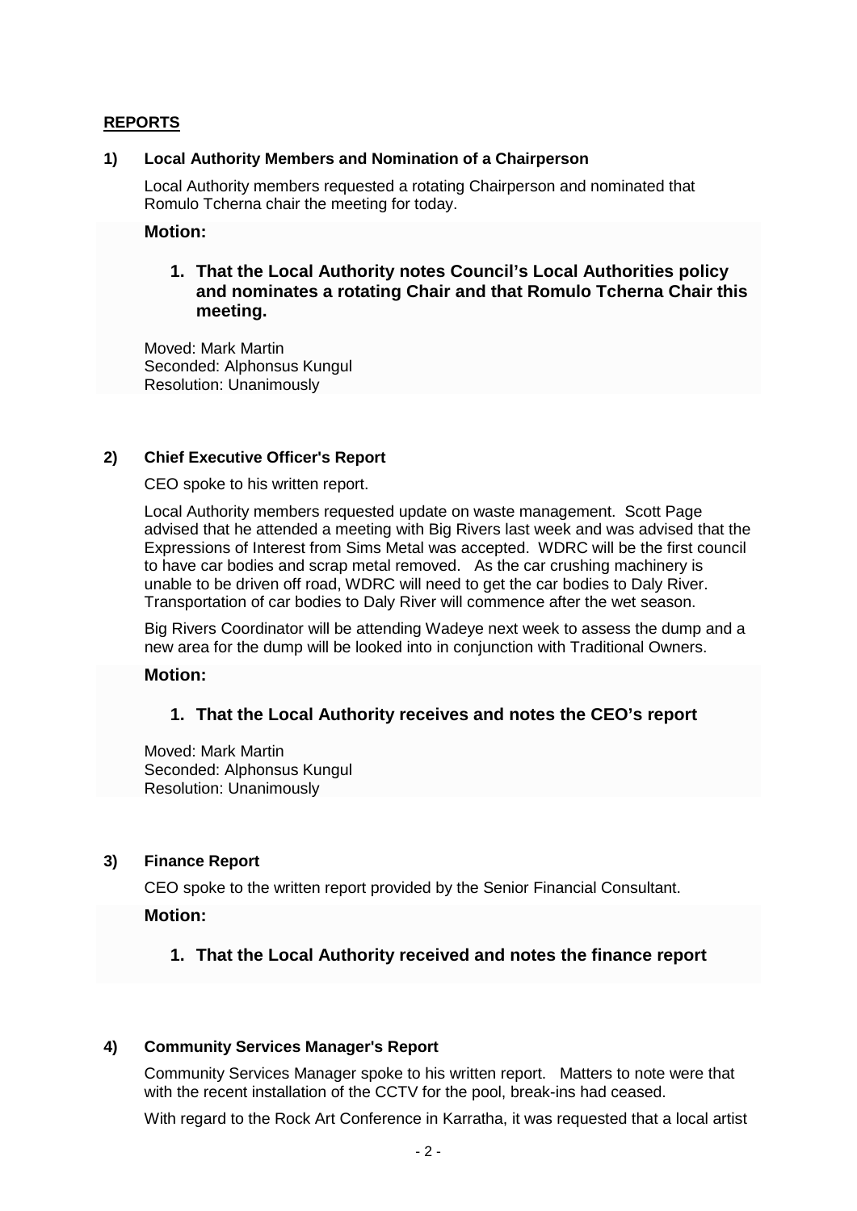## REPORTS

### 1) Local Authority Members and Nomination of a Chairperson

Local Authority members requested a rotating Chairperson and nominated that Romulo Tcherna chair the meeting for today.

**Motion:**

1. **That the Local Authority notes Council's Local Authorities policy and nominates a rotating Chair and that Romulo Tcherna Chair this meeting.**

Moved: Mark Martin
Seconded: Alphonsus Kungul
Resolution: Unanimously

### 2) Chief Executive Officer's Report

CEO spoke to his written report.

Local Authority members requested update on waste management. Scott Page advised that he attended a meeting with Big Rivers last week and was advised that the Expressions of Interest from Sims Metal was accepted. WDRC will be the first council to have car bodies and scrap metal removed. As the car crushing machinery is unable to be driven off road, WDRC will need to get the car bodies to Daly River. Transportation of car bodies to Daly River will commence after the wet season.

Big Rivers Coordinator will be attending Wadeye next week to assess the dump and a new area for the dump will be looked into in conjunction with Traditional Owners.

**Motion:**

1. **That the Local Authority receives and notes the CEO's report**

Moved: Mark Martin
Seconded: Alphonsus Kungul
Resolution: Unanimously

### 3) Finance Report

CEO spoke to the written report provided by the Senior Financial Consultant.

**Motion:**

1. **That the Local Authority received and notes the finance report**

### 4) Community Services Manager's Report

Community Services Manager spoke to his written report. Matters to note were that with the recent installation of the CCTV for the pool, break-ins had ceased.

With regard to the Rock Art Conference in Karratha, it was requested that a local artist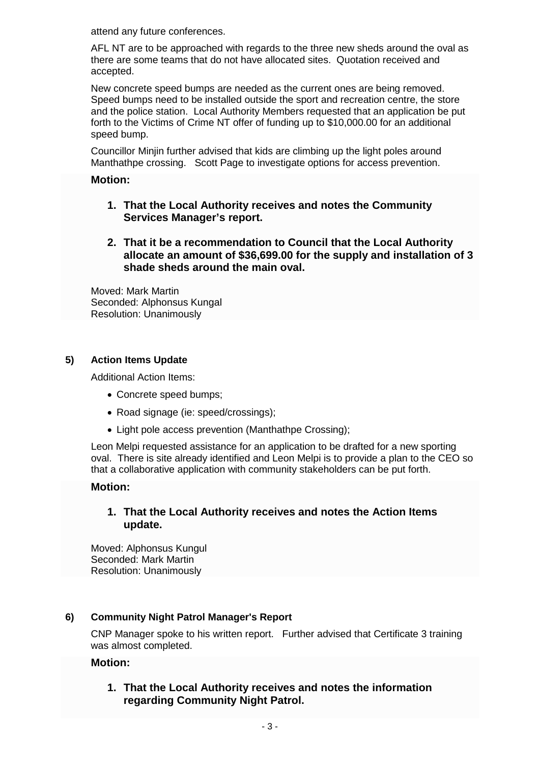attend any future conferences.

AFL NT are to be approached with regards to the three new sheds around the oval as there are some teams that do not have allocated sites. Quotation received and accepted.

New concrete speed bumps are needed as the current ones are being removed. Speed bumps need to be installed outside the sport and recreation centre, the store and the police station. Local Authority Members requested that an application be put forth to the Victims of Crime NT offer of funding up to $10,000.00 for an additional speed bump.

Councillor Minjin further advised that kids are climbing up the light poles around Manthathpe crossing. Scott Page to investigate options for access prevention.

**Motion:**

1. **That the Local Authority receives and notes the Community Services Manager's report.**
2. **That it be a recommendation to Council that the Local Authority allocate an amount of $36,699.00 for the supply and installation of 3 shade sheds around the main oval.**

Moved: Mark Martin
Seconded: Alphonsus Kungal
Resolution: Unanimously

## 5) Action Items Update

Additional Action Items:

- Concrete speed bumps;
- Road signage (ie: speed/crossings);
- Light pole access prevention (Manthathpe Crossing);

Leon Melpi requested assistance for an application to be drafted for a new sporting oval. There is site already identified and Leon Melpi is to provide a plan to the CEO so that a collaborative application with community stakeholders can be put forth.

**Motion:**

1. **That the Local Authority receives and notes the Action Items update.**

Moved: Alphonsus Kungul
Seconded: Mark Martin
Resolution: Unanimously

## 6) Community Night Patrol Manager's Report

CNP Manager spoke to his written report. Further advised that Certificate 3 training was almost completed.

**Motion:**

1. **That the Local Authority receives and notes the information regarding Community Night Patrol.**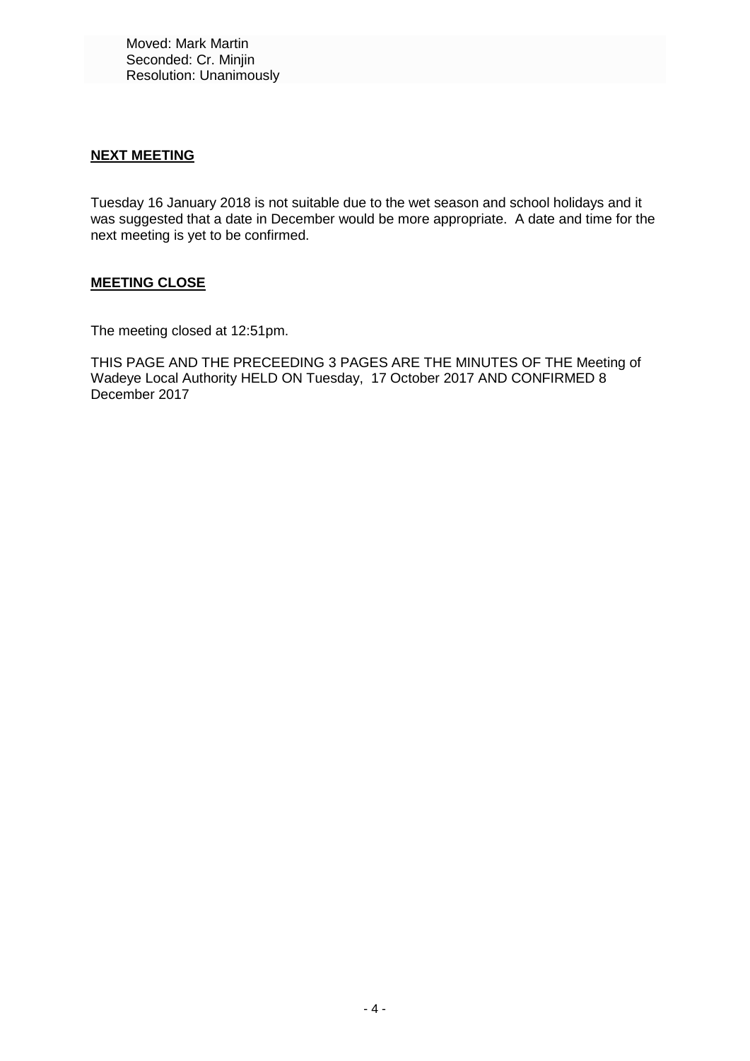Moved: Mark Martin
Seconded: Cr. Minjin
Resolution: Unanimously

## **NEXT MEETING**

Tuesday 16 January 2018 is not suitable due to the wet season and school holidays and it was suggested that a date in December would be more appropriate. A date and time for the next meeting is yet to be confirmed.

## **MEETING CLOSE**

The meeting closed at 12:51pm.

THIS PAGE AND THE PRECEEDING 3 PAGES ARE THE MINUTES OF THE Meeting of Wadeye Local Authority HELD ON Tuesday, 17 October 2017 AND CONFIRMED 8 December 2017